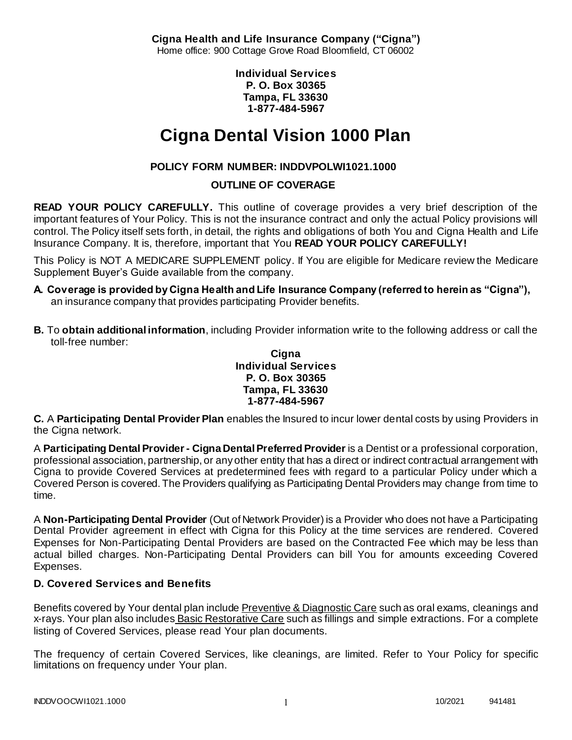**Cigna Health and Life Insurance Company ("Cigna")**
Home office: 900 Cottage Grove Road Bloomfield, CT 06002

**Individual Services**
**P. O. Box 30365**
**Tampa, FL 33630**
**1-877-484-5967**

# Cigna Dental Vision 1000 Plan

**POLICY FORM NUMBER: INDDVPOLWI1021.1000**

**OUTLINE OF COVERAGE**

**READ YOUR POLICY CAREFULLY.** This outline of coverage provides a very brief description of the important features of Your Policy. This is not the insurance contract and only the actual Policy provisions will control. The Policy itself sets forth, in detail, the rights and obligations of both You and Cigna Health and Life Insurance Company. It is, therefore, important that You **READ YOUR POLICY CAREFULLY!**

This Policy is NOT A MEDICARE SUPPLEMENT policy. If You are eligible for Medicare review the Medicare Supplement Buyer's Guide available from the company.

**A. Coverage is provided by Cigna Health and Life Insurance Company (referred to herein as "Cigna"),** an insurance company that provides participating Provider benefits.

**B.** To **obtain additional information**, including Provider information write to the following address or call the toll-free number:

**Cigna**
**Individual Services**
**P. O. Box 30365**
**Tampa, FL 33630**
**1-877-484-5967**

**C.** A **Participating Dental Provider Plan** enables the Insured to incur lower dental costs by using Providers in the Cigna network.

A **Participating Dental Provider - Cigna Dental Preferred Provider** is a Dentist or a professional corporation, professional association, partnership, or any other entity that has a direct or indirect contractual arrangement with Cigna to provide Covered Services at predetermined fees with regard to a particular Policy under which a Covered Person is covered. The Providers qualifying as Participating Dental Providers may change from time to time.

A **Non-Participating Dental Provider** (Out of Network Provider) is a Provider who does not have a Participating Dental Provider agreement in effect with Cigna for this Policy at the time services are rendered. Covered Expenses for Non-Participating Dental Providers are based on the Contracted Fee which may be less than actual billed charges. Non-Participating Dental Providers can bill You for amounts exceeding Covered Expenses.

**D. Covered Services and Benefits**

Benefits covered by Your dental plan include Preventive & Diagnostic Care such as oral exams, cleanings and x-rays. Your plan also includes Basic Restorative Care such as fillings and simple extractions. For a complete listing of Covered Services, please read Your plan documents.

The frequency of certain Covered Services, like cleanings, are limited. Refer to Your Policy for specific limitations on frequency under Your plan.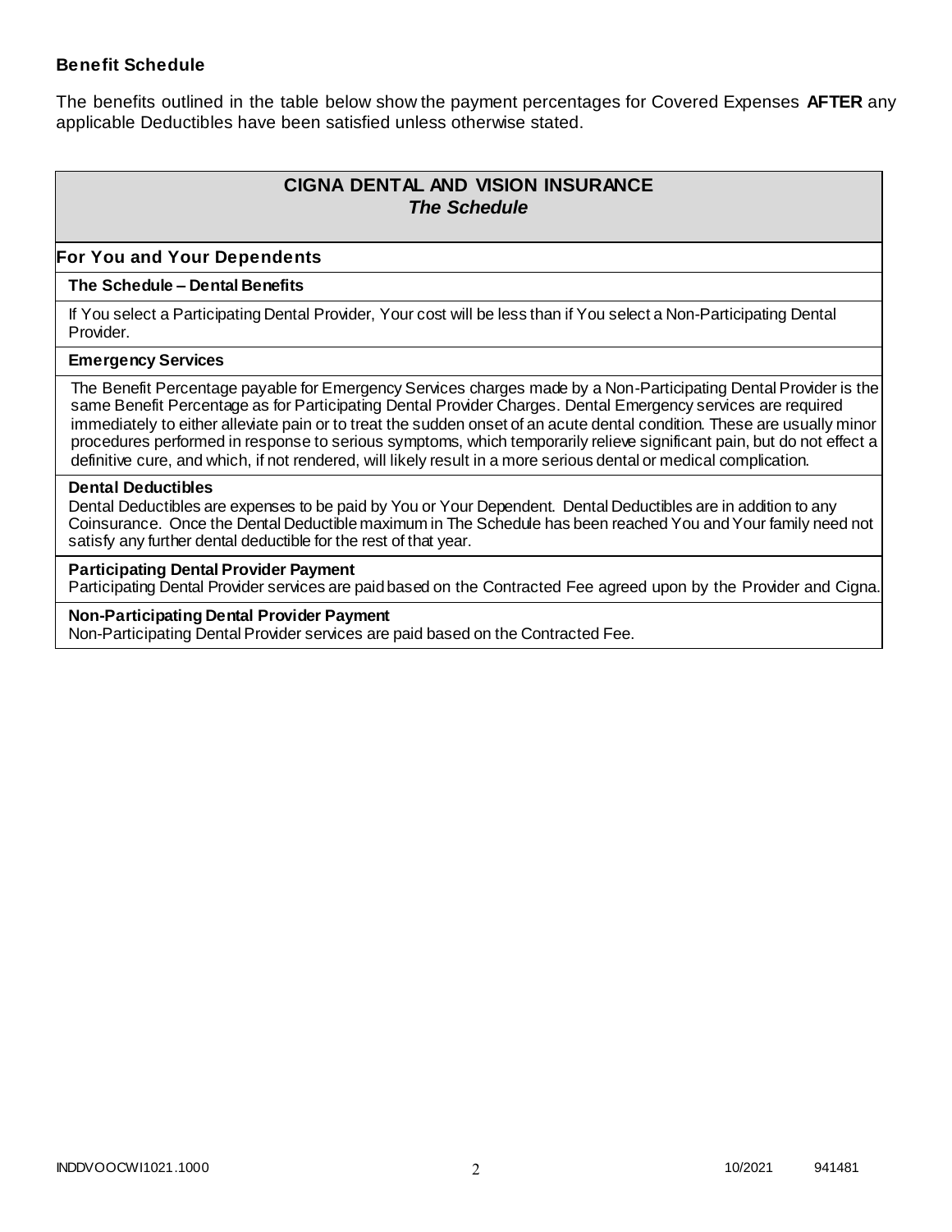### Benefit Schedule

The benefits outlined in the table below show the payment percentages for Covered Expenses **AFTER** any applicable Deductibles have been satisfied unless otherwise stated.

## CIGNA DENTAL AND VISION INSURANCE
### *The Schedule*

**For You and Your Dependents**

**The Schedule – Dental Benefits**

If You select a Participating Dental Provider, Your cost will be less than if You select a Non-Participating Dental Provider.

**Emergency Services**

The Benefit Percentage payable for Emergency Services charges made by a Non-Participating Dental Provider is the same Benefit Percentage as for Participating Dental Provider Charges. Dental Emergency services are required immediately to either alleviate pain or to treat the sudden onset of an acute dental condition. These are usually minor procedures performed in response to serious symptoms, which temporarily relieve significant pain, but do not effect a definitive cure, and which, if not rendered, will likely result in a more serious dental or medical complication.

**Dental Deductibles**

Dental Deductibles are expenses to be paid by You or Your Dependent. Dental Deductibles are in addition to any Coinsurance. Once the Dental Deductible maximum in The Schedule has been reached You and Your family need not satisfy any further dental deductible for the rest of that year.

**Participating Dental Provider Payment**

Participating Dental Provider services are paid based on the Contracted Fee agreed upon by the Provider and Cigna.

**Non-Participating Dental Provider Payment**

Non-Participating Dental Provider services are paid based on the Contracted Fee.

INDDVOOCWI1021.1000 10/2021 941481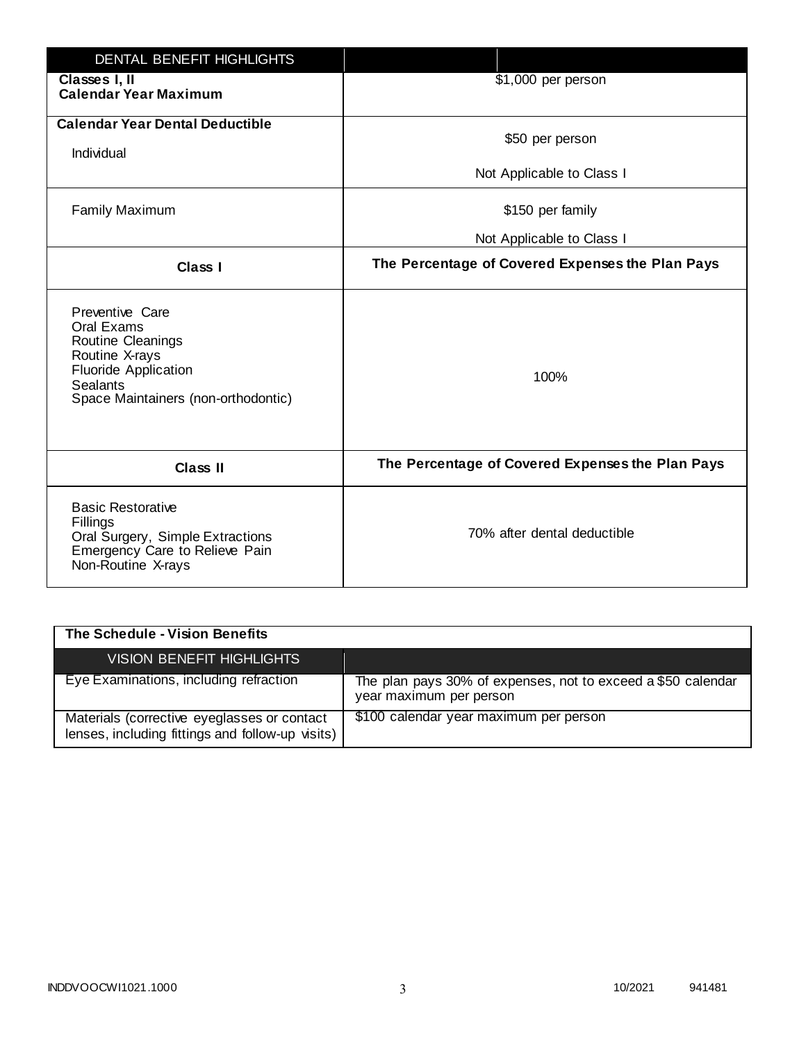| DENTAL BENEFIT HIGHLIGHTS | |
|---|---|
| **Classes I, II Calendar Year Maximum** | $1,000 per person |
| **Calendar Year Dental Deductible**<br>Individual | $50 per person<br>Not Applicable to Class I |
| Family Maximum | $150 per family<br>Not Applicable to Class I |
| **Class I** | **The Percentage of Covered Expenses the Plan Pays** |
| Preventive Care<br>Oral Exams<br>Routine Cleanings<br>Routine X-rays<br>Fluoride Application<br>Sealants<br>Space Maintainers (non-orthodontic) | 100% |
| **Class II** | **The Percentage of Covered Expenses the Plan Pays** |
| Basic Restorative<br>Fillings<br>Oral Surgery, Simple Extractions<br>Emergency Care to Relieve Pain<br>Non-Routine X-rays | 70% after dental deductible |

**The Schedule - Vision Benefits**

| VISION BENEFIT HIGHLIGHTS | |
|---|---|
| Eye Examinations, including refraction | The plan pays 30% of expenses, not to exceed a $50 calendar year maximum per person |
| Materials (corrective eyeglasses or contact lenses, including fittings and follow-up visits) | $100 calendar year maximum per person |

INDDVOOCWI1021.1000 10/2021 941481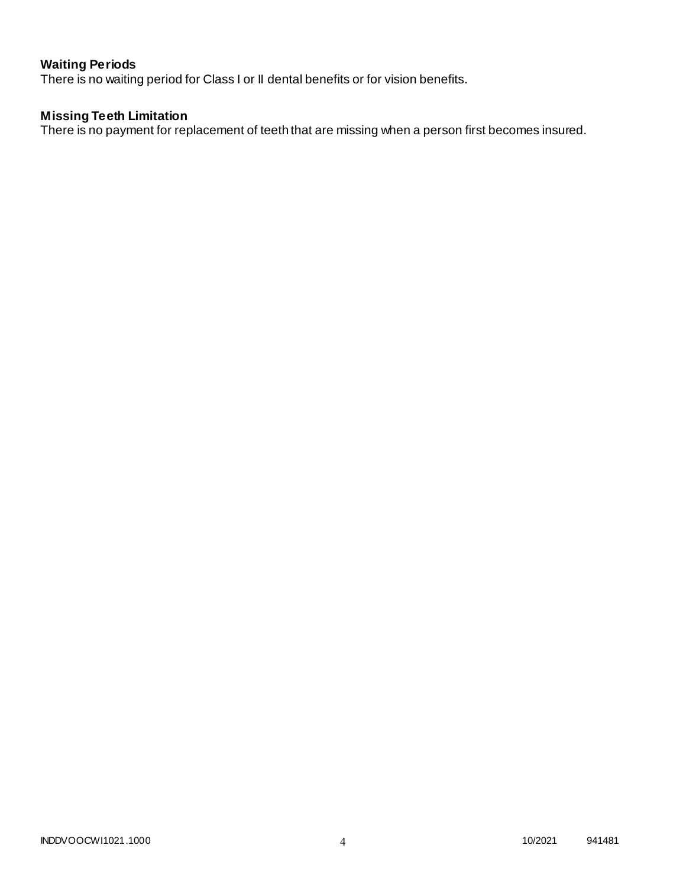**Waiting Periods**

There is no waiting period for Class I or II dental benefits or for vision benefits.

**Missing Teeth Limitation**

There is no payment for replacement of teeth that are missing when a person first becomes insured.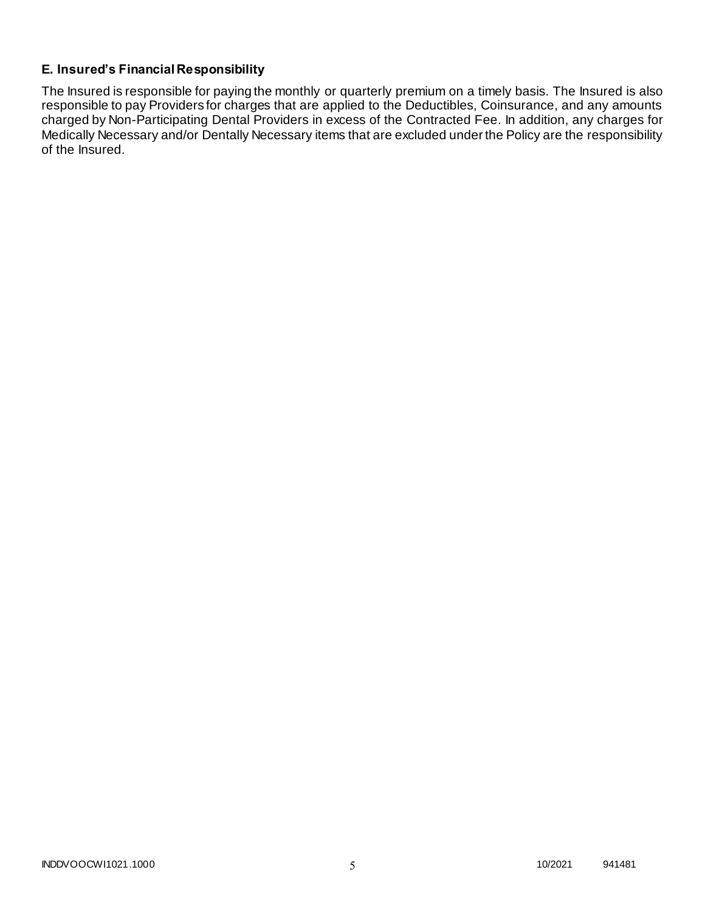### E. Insured's Financial Responsibility

The Insured is responsible for paying the monthly or quarterly premium on a timely basis. The Insured is also responsible to pay Providers for charges that are applied to the Deductibles, Coinsurance, and any amounts charged by Non-Participating Dental Providers in excess of the Contracted Fee. In addition, any charges for Medically Necessary and/or Dentally Necessary items that are excluded under the Policy are the responsibility of the Insured.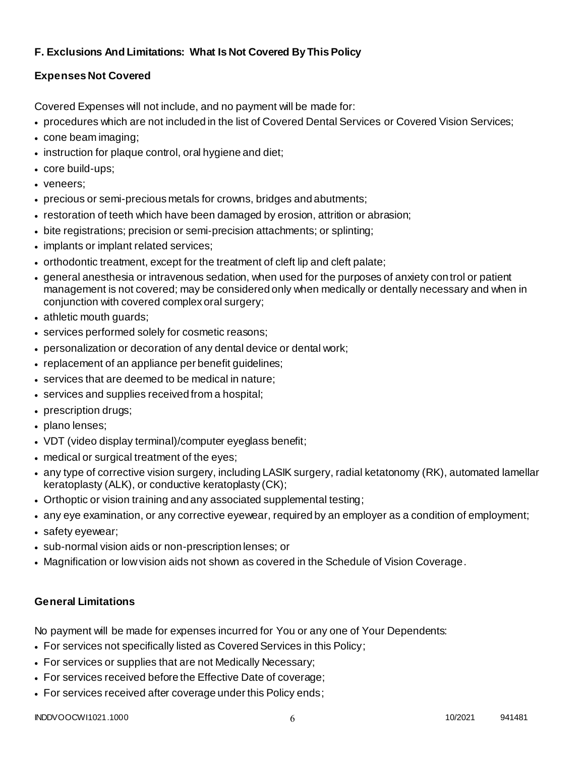### F. Exclusions And Limitations: What Is Not Covered By This Policy

**Expenses Not Covered**

Covered Expenses will not include, and no payment will be made for:

- procedures which are not included in the list of Covered Dental Services or Covered Vision Services;
- cone beam imaging;
- instruction for plaque control, oral hygiene and diet;
- core build-ups;
- veneers;
- precious or semi-precious metals for crowns, bridges and abutments;
- restoration of teeth which have been damaged by erosion, attrition or abrasion;
- bite registrations; precision or semi-precision attachments; or splinting;
- implants or implant related services;
- orthodontic treatment, except for the treatment of cleft lip and cleft palate;
- general anesthesia or intravenous sedation, when used for the purposes of anxiety control or patient management is not covered; may be considered only when medically or dentally necessary and when in conjunction with covered complex oral surgery;
- athletic mouth guards;
- services performed solely for cosmetic reasons;
- personalization or decoration of any dental device or dental work;
- replacement of an appliance per benefit guidelines;
- services that are deemed to be medical in nature;
- services and supplies received from a hospital;
- prescription drugs;
- plano lenses;
- VDT (video display terminal)/computer eyeglass benefit;
- medical or surgical treatment of the eyes;
- any type of corrective vision surgery, including LASIK surgery, radial ketatonomy (RK), automated lamellar keratoplasty (ALK), or conductive keratoplasty (CK);
- Orthoptic or vision training and any associated supplemental testing;
- any eye examination, or any corrective eyewear, required by an employer as a condition of employment;
- safety eyewear;
- sub-normal vision aids or non-prescription lenses; or
- Magnification or low vision aids not shown as covered in the Schedule of Vision Coverage.

**General Limitations**

No payment will be made for expenses incurred for You or any one of Your Dependents:

- For services not specifically listed as Covered Services in this Policy;
- For services or supplies that are not Medically Necessary;
- For services received before the Effective Date of coverage;
- For services received after coverage under this Policy ends;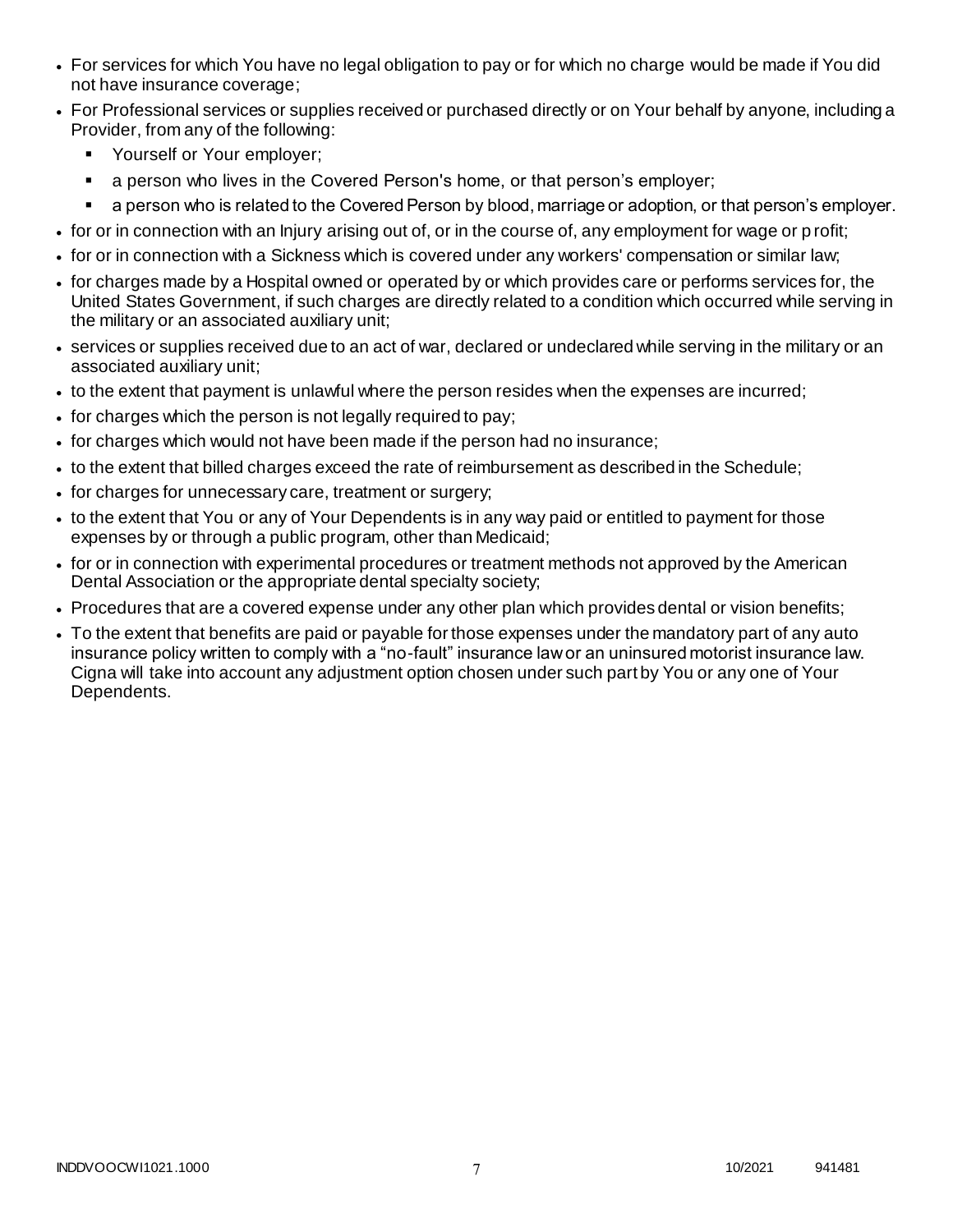- For services for which You have no legal obligation to pay or for which no charge would be made if You did not have insurance coverage;
- For Professional services or supplies received or purchased directly or on Your behalf by anyone, including a Provider, from any of the following:
  - Yourself or Your employer;
  - a person who lives in the Covered Person's home, or that person's employer;
  - a person who is related to the Covered Person by blood, marriage or adoption, or that person's employer.
- for or in connection with an Injury arising out of, or in the course of, any employment for wage or profit;
- for or in connection with a Sickness which is covered under any workers' compensation or similar law;
- for charges made by a Hospital owned or operated by or which provides care or performs services for, the United States Government, if such charges are directly related to a condition which occurred while serving in the military or an associated auxiliary unit;
- services or supplies received due to an act of war, declared or undeclared while serving in the military or an associated auxiliary unit;
- to the extent that payment is unlawful where the person resides when the expenses are incurred;
- for charges which the person is not legally required to pay;
- for charges which would not have been made if the person had no insurance;
- to the extent that billed charges exceed the rate of reimbursement as described in the Schedule;
- for charges for unnecessary care, treatment or surgery;
- to the extent that You or any of Your Dependents is in any way paid or entitled to payment for those expenses by or through a public program, other than Medicaid;
- for or in connection with experimental procedures or treatment methods not approved by the American Dental Association or the appropriate dental specialty society;
- Procedures that are a covered expense under any other plan which provides dental or vision benefits;
- To the extent that benefits are paid or payable for those expenses under the mandatory part of any auto insurance policy written to comply with a "no-fault" insurance law or an uninsured motorist insurance law. Cigna will take into account any adjustment option chosen under such part by You or any one of Your Dependents.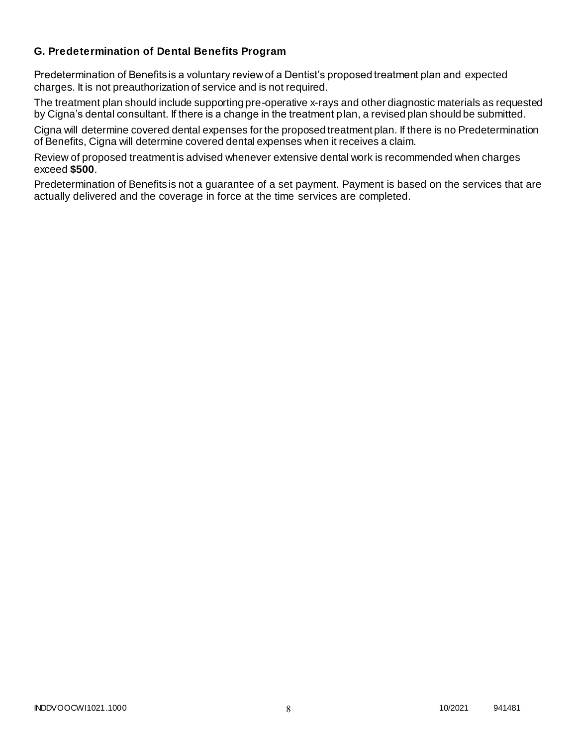### G. Predetermination of Dental Benefits Program

Predetermination of Benefits is a voluntary review of a Dentist's proposed treatment plan and expected charges. It is not preauthorization of service and is not required.

The treatment plan should include supporting pre-operative x-rays and other diagnostic materials as requested by Cigna's dental consultant. If there is a change in the treatment plan, a revised plan should be submitted.

Cigna will determine covered dental expenses for the proposed treatment plan. If there is no Predetermination of Benefits, Cigna will determine covered dental expenses when it receives a claim.

Review of proposed treatment is advised whenever extensive dental work is recommended when charges exceed **$500**.

Predetermination of Benefits is not a guarantee of a set payment. Payment is based on the services that are actually delivered and the coverage in force at the time services are completed.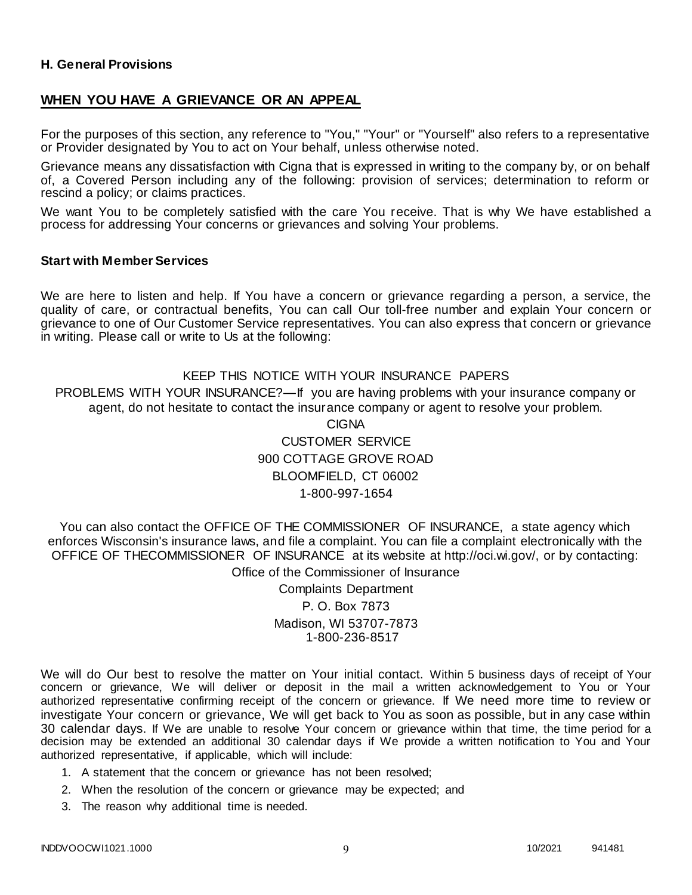**H. General Provisions**

## WHEN YOU HAVE A GRIEVANCE OR AN APPEAL

For the purposes of this section, any reference to "You," "Your" or "Yourself" also refers to a representative or Provider designated by You to act on Your behalf, unless otherwise noted.

Grievance means any dissatisfaction with Cigna that is expressed in writing to the company by, or on behalf of, a Covered Person including any of the following: provision of services; determination to reform or rescind a policy; or claims practices.

We want You to be completely satisfied with the care You receive. That is why We have established a process for addressing Your concerns or grievances and solving Your problems.

**Start with Member Services**

We are here to listen and help. If You have a concern or grievance regarding a person, a service, the quality of care, or contractual benefits, You can call Our toll-free number and explain Your concern or grievance to one of Our Customer Service representatives. You can also express that concern or grievance in writing. Please call or write to Us at the following:

KEEP THIS NOTICE WITH YOUR INSURANCE PAPERS

PROBLEMS WITH YOUR INSURANCE?—If you are having problems with your insurance company or agent, do not hesitate to contact the insurance company or agent to resolve your problem.

CIGNA
CUSTOMER SERVICE
900 COTTAGE GROVE ROAD
BLOOMFIELD, CT 06002
1-800-997-1654

You can also contact the OFFICE OF THE COMMISSIONER OF INSURANCE, a state agency which enforces Wisconsin's insurance laws, and file a complaint. You can file a complaint electronically with the OFFICE OF THECOMMISSIONER OF INSURANCE at its website at http://oci.wi.gov/, or by contacting:

Office of the Commissioner of Insurance
Complaints Department
P. O. Box 7873
Madison, WI 53707-7873
1-800-236-8517

We will do Our best to resolve the matter on Your initial contact. Within 5 business days of receipt of Your concern or grievance, We will deliver or deposit in the mail a written acknowledgement to You or Your authorized representative confirming receipt of the concern or grievance. If We need more time to review or investigate Your concern or grievance, We will get back to You as soon as possible, but in any case within 30 calendar days. If We are unable to resolve Your concern or grievance within that time, the time period for a decision may be extended an additional 30 calendar days if We provide a written notification to You and Your authorized representative, if applicable, which will include:

1. A statement that the concern or grievance has not been resolved;
2. When the resolution of the concern or grievance may be expected; and
3. The reason why additional time is needed.

INDDVOOCWI1021.1000 10/2021 941481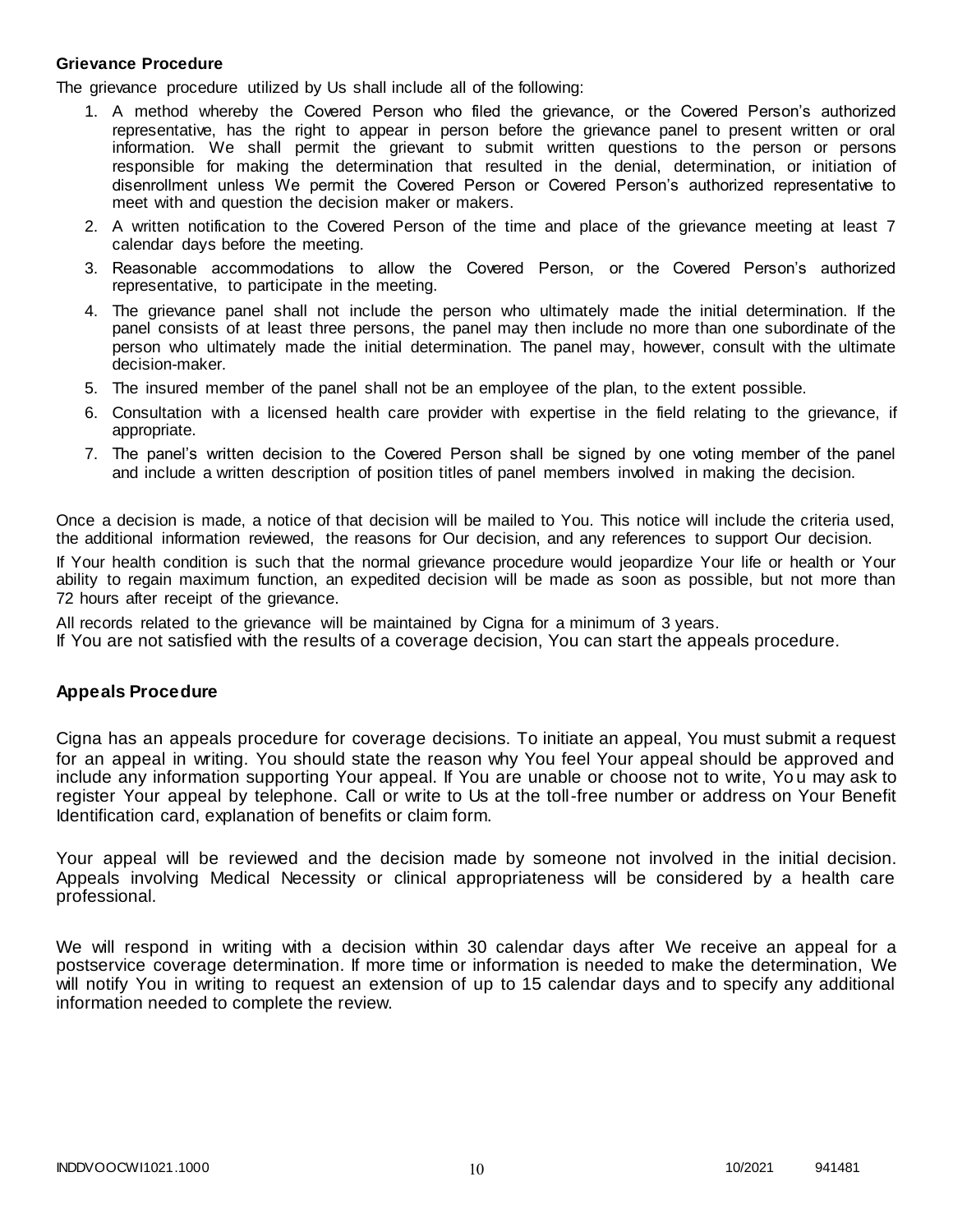### Grievance Procedure

The grievance procedure utilized by Us shall include all of the following:

1. A method whereby the Covered Person who filed the grievance, or the Covered Person's authorized representative, has the right to appear in person before the grievance panel to present written or oral information. We shall permit the grievant to submit written questions to the person or persons responsible for making the determination that resulted in the denial, determination, or initiation of disenrollment unless We permit the Covered Person or Covered Person's authorized representative to meet with and question the decision maker or makers.
2. A written notification to the Covered Person of the time and place of the grievance meeting at least 7 calendar days before the meeting.
3. Reasonable accommodations to allow the Covered Person, or the Covered Person's authorized representative, to participate in the meeting.
4. The grievance panel shall not include the person who ultimately made the initial determination. If the panel consists of at least three persons, the panel may then include no more than one subordinate of the person who ultimately made the initial determination. The panel may, however, consult with the ultimate decision-maker.
5. The insured member of the panel shall not be an employee of the plan, to the extent possible.
6. Consultation with a licensed health care provider with expertise in the field relating to the grievance, if appropriate.
7. The panel's written decision to the Covered Person shall be signed by one voting member of the panel and include a written description of position titles of panel members involved in making the decision.

Once a decision is made, a notice of that decision will be mailed to You. This notice will include the criteria used, the additional information reviewed, the reasons for Our decision, and any references to support Our decision.

If Your health condition is such that the normal grievance procedure would jeopardize Your life or health or Your ability to regain maximum function, an expedited decision will be made as soon as possible, but not more than 72 hours after receipt of the grievance.

All records related to the grievance will be maintained by Cigna for a minimum of 3 years.

If You are not satisfied with the results of a coverage decision, You can start the appeals procedure.

### Appeals Procedure

Cigna has an appeals procedure for coverage decisions. To initiate an appeal, You must submit a request for an appeal in writing. You should state the reason why You feel Your appeal should be approved and include any information supporting Your appeal. If You are unable or choose not to write, You may ask to register Your appeal by telephone. Call or write to Us at the toll-free number or address on Your Benefit Identification card, explanation of benefits or claim form.

Your appeal will be reviewed and the decision made by someone not involved in the initial decision. Appeals involving Medical Necessity or clinical appropriateness will be considered by a health care professional.

We will respond in writing with a decision within 30 calendar days after We receive an appeal for a postservice coverage determination. If more time or information is needed to make the determination, We will notify You in writing to request an extension of up to 15 calendar days and to specify any additional information needed to complete the review.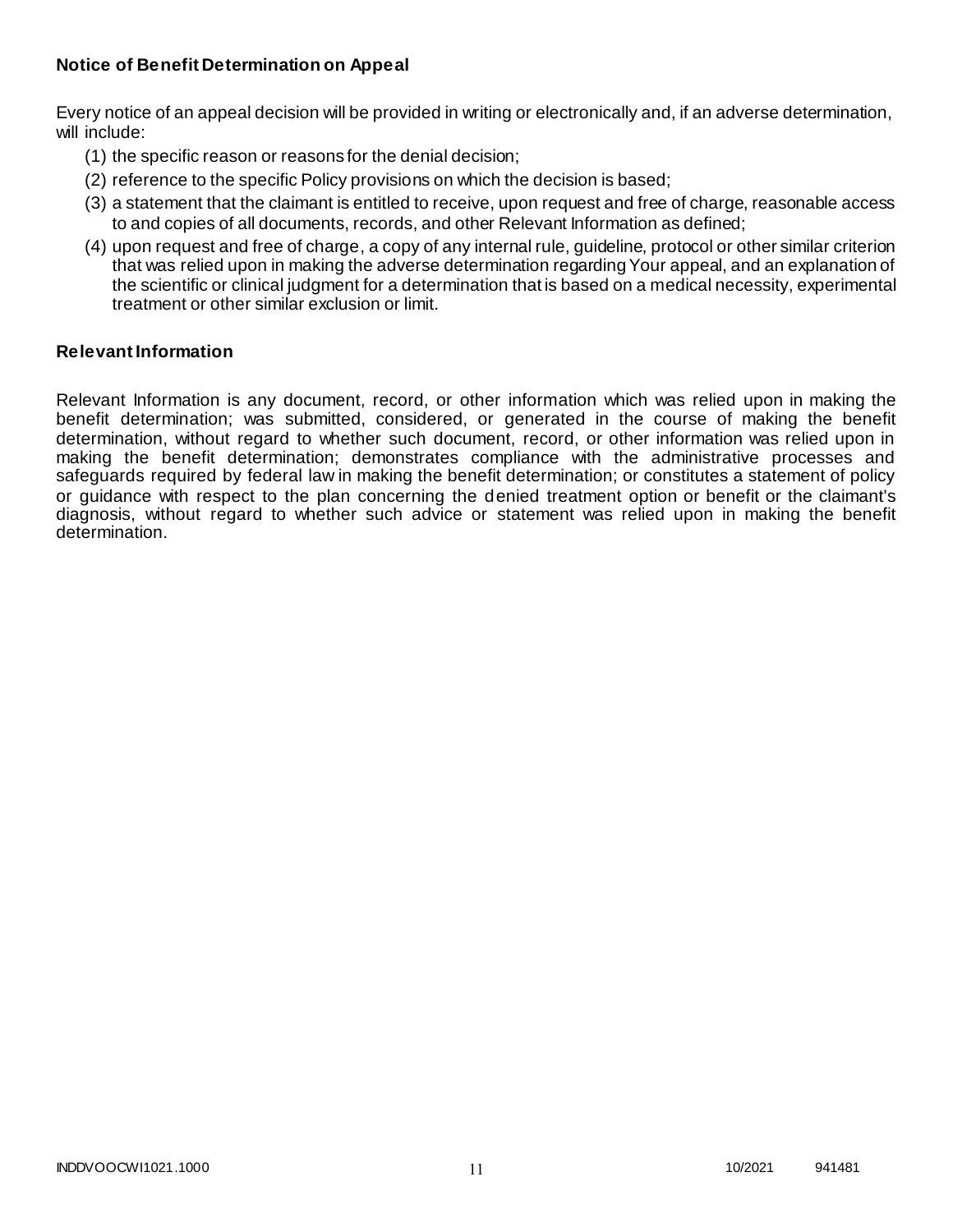**Notice of Benefit Determination on Appeal**

Every notice of an appeal decision will be provided in writing or electronically and, if an adverse determination, will include:

(1) the specific reason or reasons for the denial decision;

(2) reference to the specific Policy provisions on which the decision is based;

(3) a statement that the claimant is entitled to receive, upon request and free of charge, reasonable access to and copies of all documents, records, and other Relevant Information as defined;

(4) upon request and free of charge, a copy of any internal rule, guideline, protocol or other similar criterion that was relied upon in making the adverse determination regarding Your appeal, and an explanation of the scientific or clinical judgment for a determination that is based on a medical necessity, experimental treatment or other similar exclusion or limit.

## Relevant Information

Relevant Information is any document, record, or other information which was relied upon in making the benefit determination; was submitted, considered, or generated in the course of making the benefit determination, without regard to whether such document, record, or other information was relied upon in making the benefit determination; demonstrates compliance with the administrative processes and safeguards required by federal law in making the benefit determination; or constitutes a statement of policy or guidance with respect to the plan concerning the denied treatment option or benefit or the claimant's diagnosis, without regard to whether such advice or statement was relied upon in making the benefit determination.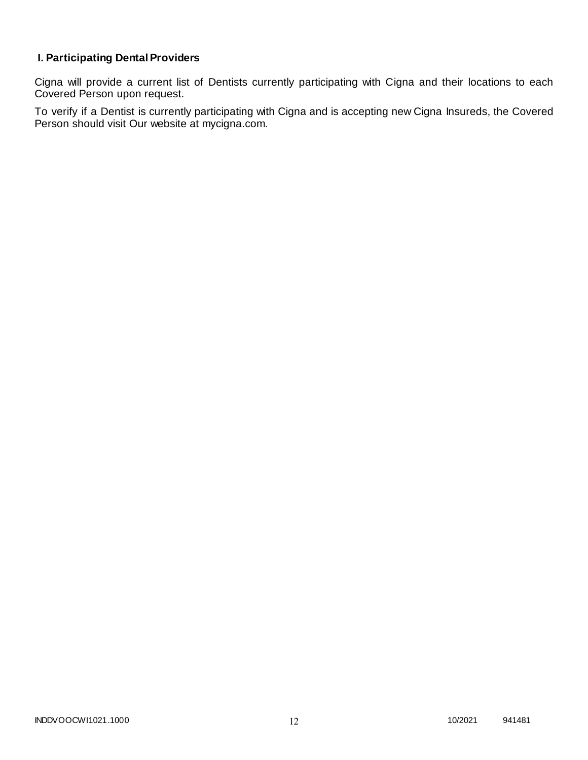## I. Participating Dental Providers

Cigna will provide a current list of Dentists currently participating with Cigna and their locations to each Covered Person upon request.

To verify if a Dentist is currently participating with Cigna and is accepting new Cigna Insureds, the Covered Person should visit Our website at mycigna.com.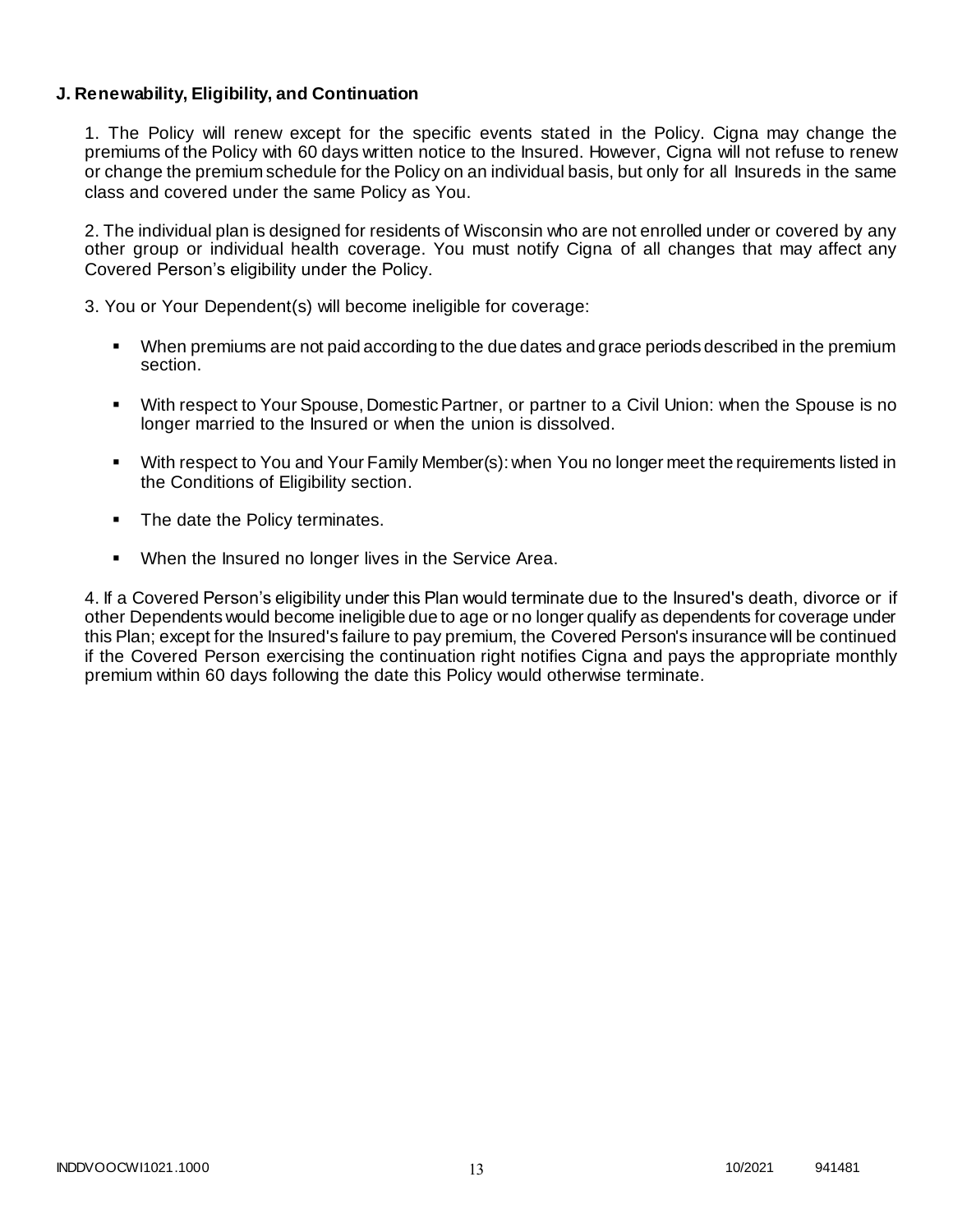**J. Renewability, Eligibility, and Continuation**

1. The Policy will renew except for the specific events stated in the Policy. Cigna may change the premiums of the Policy with 60 days written notice to the Insured. However, Cigna will not refuse to renew or change the premium schedule for the Policy on an individual basis, but only for all Insureds in the same class and covered under the same Policy as You.

2. The individual plan is designed for residents of Wisconsin who are not enrolled under or covered by any other group or individual health coverage. You must notify Cigna of all changes that may affect any Covered Person's eligibility under the Policy.

3. You or Your Dependent(s) will become ineligible for coverage:

- When premiums are not paid according to the due dates and grace periods described in the premium section.
- With respect to Your Spouse, Domestic Partner, or partner to a Civil Union: when the Spouse is no longer married to the Insured or when the union is dissolved.
- With respect to You and Your Family Member(s): when You no longer meet the requirements listed in the Conditions of Eligibility section.
- The date the Policy terminates.
- When the Insured no longer lives in the Service Area.

4. If a Covered Person's eligibility under this Plan would terminate due to the Insured's death, divorce or if other Dependents would become ineligible due to age or no longer qualify as dependents for coverage under this Plan; except for the Insured's failure to pay premium, the Covered Person's insurance will be continued if the Covered Person exercising the continuation right notifies Cigna and pays the appropriate monthly premium within 60 days following the date this Policy would otherwise terminate.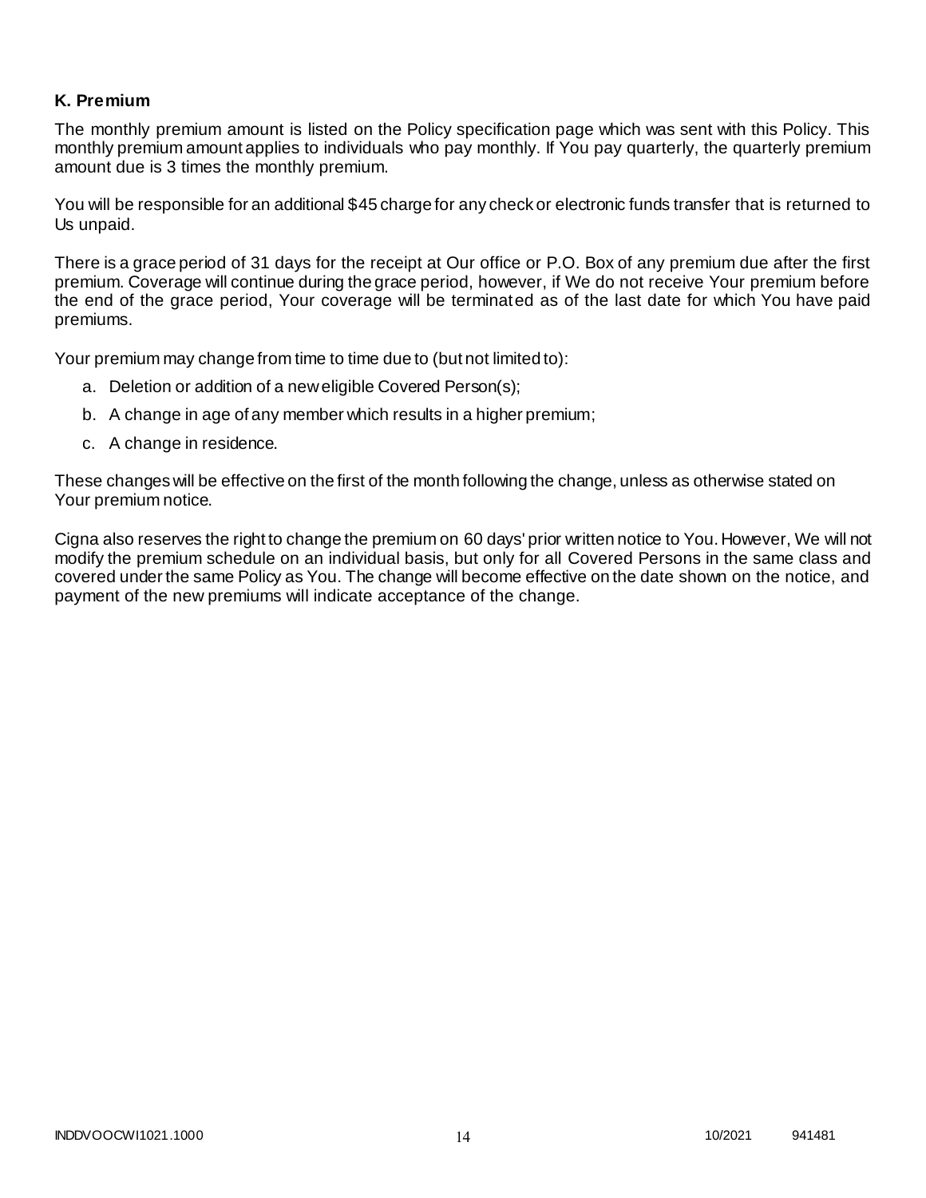### K. Premium

The monthly premium amount is listed on the Policy specification page which was sent with this Policy. This monthly premium amount applies to individuals who pay monthly. If You pay quarterly, the quarterly premium amount due is 3 times the monthly premium.

You will be responsible for an additional $45 charge for any check or electronic funds transfer that is returned to Us unpaid.

There is a grace period of 31 days for the receipt at Our office or P.O. Box of any premium due after the first premium. Coverage will continue during the grace period, however, if We do not receive Your premium before the end of the grace period, Your coverage will be terminated as of the last date for which You have paid premiums.

Your premium may change from time to time due to (but not limited to):

a. Deletion or addition of a new eligible Covered Person(s);
b. A change in age of any member which results in a higher premium;
c. A change in residence.

These changes will be effective on the first of the month following the change, unless as otherwise stated on Your premium notice.

Cigna also reserves the right to change the premium on 60 days' prior written notice to You. However, We will not modify the premium schedule on an individual basis, but only for all Covered Persons in the same class and covered under the same Policy as You. The change will become effective on the date shown on the notice, and payment of the new premiums will indicate acceptance of the change.